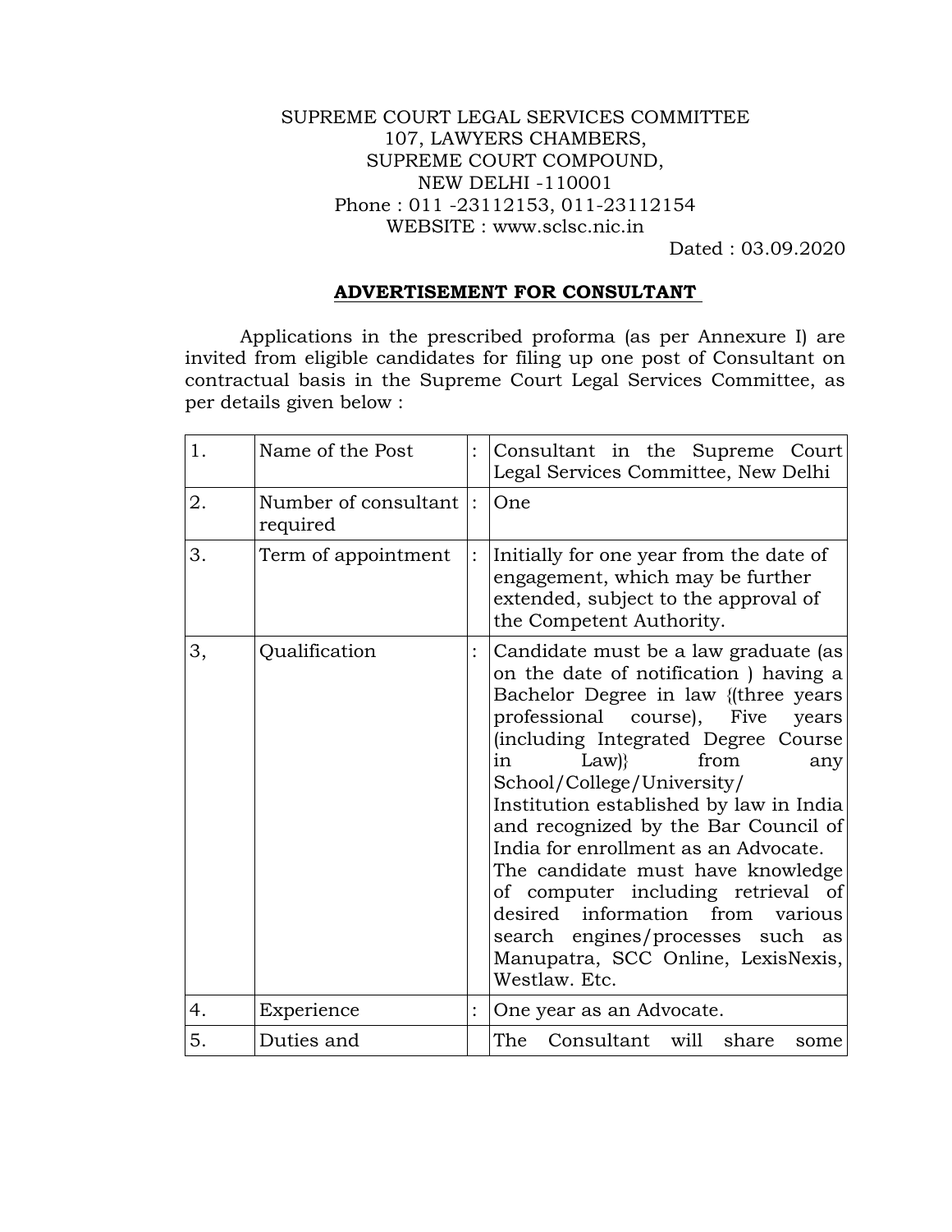SUPREME COURT LEGAL SERVICES COMMITTEE
107, LAWYERS CHAMBERS,
SUPREME COURT COMPOUND,
NEW DELHI -110001
Phone : 011 -23112153, 011-23112154
WEBSITE : www.sclsc.nic.in

Dated : 03.09.2020

## ADVERTISEMENT FOR CONSULTANT

Applications in the prescribed proforma (as per Annexure I) are invited from eligible candidates for filing up one post of Consultant on contractual basis in the Supreme Court Legal Services Committee, as per details given below :

| 1. | Name of the Post | : | Consultant in the Supreme Court Legal Services Committee, New Delhi |
|---|---|---|---|
| 2. | Number of consultant required | : | One |
| 3. | Term of appointment | : | Initially for one year from the date of engagement, which may be further extended, subject to the approval of the Competent Authority. |
| 3, | Qualification | : | Candidate must be a law graduate (as on the date of notification ) having a Bachelor Degree in law {(three years professional course), Five years (including Integrated Degree Course in Law)} from any School/College/University/ Institution established by law in India and recognized by the Bar Council of India for enrollment as an Advocate. The candidate must have knowledge of computer including retrieval of desired information from various search engines/processes such as Manupatra, SCC Online, LexisNexis, Westlaw. Etc. |
| 4. | Experience | : | One year as an Advocate. |
| 5. | Duties and | | The Consultant will share some |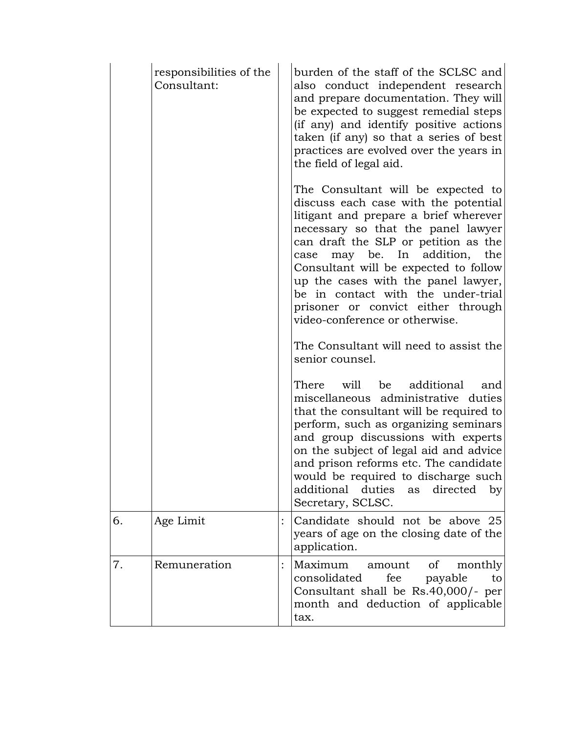| | | | |
|---|---|---|---|
| | responsibilities of the Consultant: | | burden of the staff of the SCLSC and also conduct independent research and prepare documentation. They will be expected to suggest remedial steps (if any) and identify positive actions taken (if any) so that a series of best practices are evolved over the years in the field of legal aid.<br><br>The Consultant will be expected to discuss each case with the potential litigant and prepare a brief wherever necessary so that the panel lawyer can draft the SLP or petition as the case may be. In addition, the Consultant will be expected to follow up the cases with the panel lawyer, be in contact with the under-trial prisoner or convict either through video-conference or otherwise.<br><br>The Consultant will need to assist the senior counsel.<br><br>There will be additional and miscellaneous administrative duties that the consultant will be required to perform, such as organizing seminars and group discussions with experts on the subject of legal aid and advice and prison reforms etc. The candidate would be required to discharge such additional duties as directed by Secretary, SCLSC. |
| 6. | Age Limit | : | Candidate should not be above 25 years of age on the closing date of the application. |
| 7. | Remuneration | : | Maximum amount of monthly consolidated fee payable to Consultant shall be Rs.40,000/- per month and deduction of applicable tax. |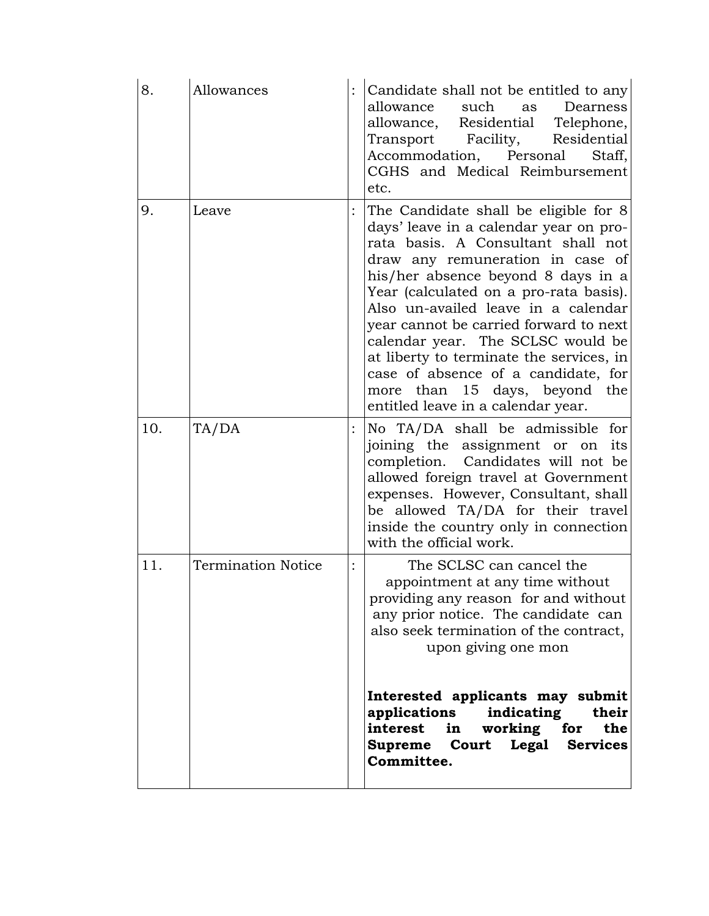| 8. | Allowances | : | Candidate shall not be entitled to any allowance such as Dearness allowance, Residential Telephone, Transport Facility, Residential Accommodation, Personal Staff, CGHS and Medical Reimbursement etc. |
|---|---|---|---|
| 9. | Leave | : | The Candidate shall be eligible for 8 days' leave in a calendar year on pro-rata basis. A Consultant shall not draw any remuneration in case of his/her absence beyond 8 days in a Year (calculated on a pro-rata basis). Also un-availed leave in a calendar year cannot be carried forward to next calendar year. The SCLSC would be at liberty to terminate the services, in case of absence of a candidate, for more than 15 days, beyond the entitled leave in a calendar year. |
| 10. | TA/DA | : | No TA/DA shall be admissible for joining the assignment or on its completion. Candidates will not be allowed foreign travel at Government expenses. However, Consultant, shall be allowed TA/DA for their travel inside the country only in connection with the official work. |
| 11. | Termination Notice | : | The SCLSC can cancel the appointment at any time without providing any reason for and without any prior notice. The candidate can also seek termination of the contract, upon giving one mon<br><br>**Interested applicants may submit applications indicating their interest in working for the Supreme Court Legal Services Committee.** |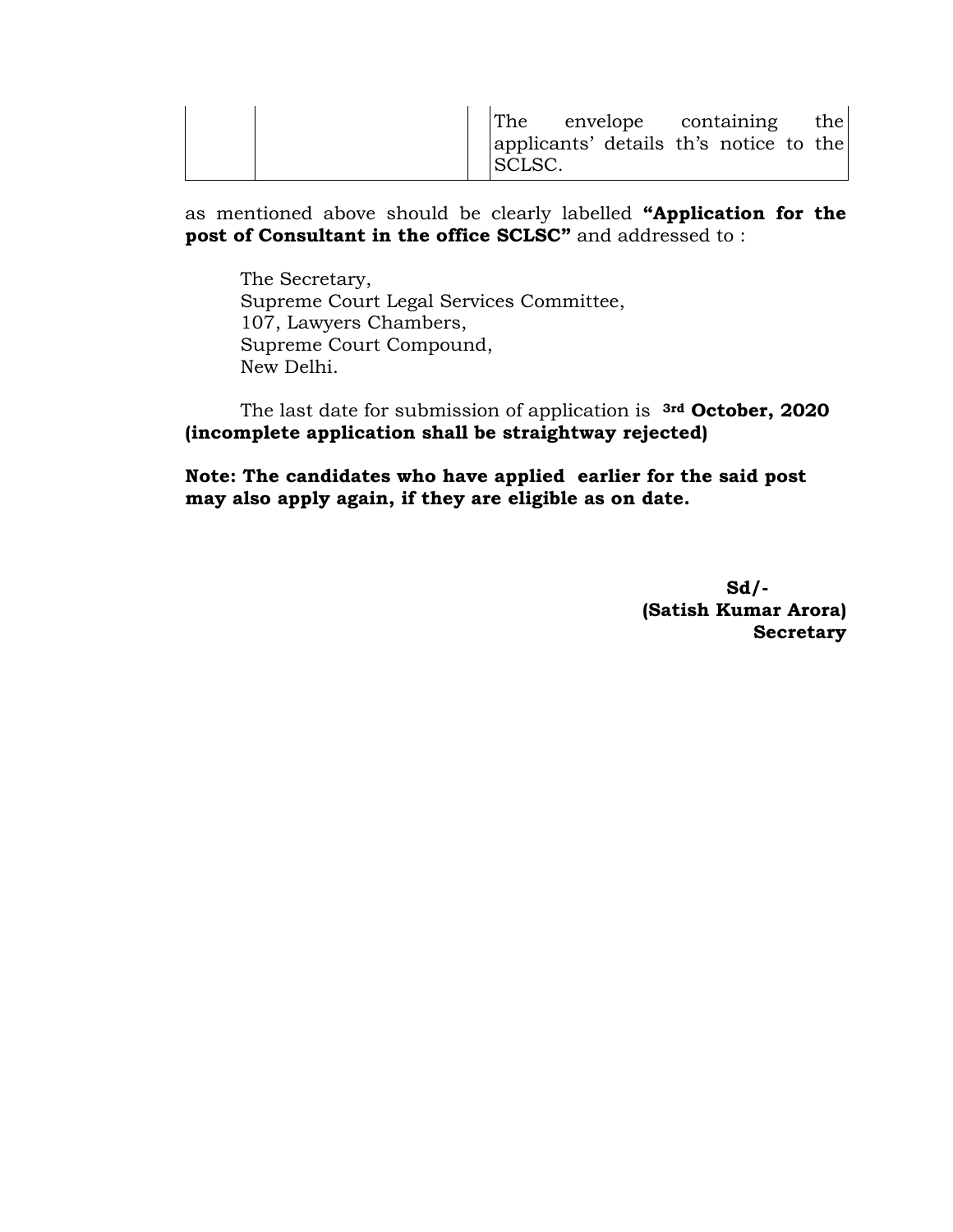|  |  |  | The envelope containing the applicants' details th's notice to the SCLSC. |
|---|---|---|---|

as mentioned above should be clearly labelled **"Application for the post of Consultant in the office SCLSC"** and addressed to :

The Secretary,
Supreme Court Legal Services Committee,
107, Lawyers Chambers,
Supreme Court Compound,
New Delhi.

The last date for submission of application is **3rd October, 2020 (incomplete application shall be straightway rejected)**

**Note: The candidates who have applied earlier for the said post may also apply again, if they are eligible as on date.**

**Sd/-**
**(Satish Kumar Arora)**
**Secretary**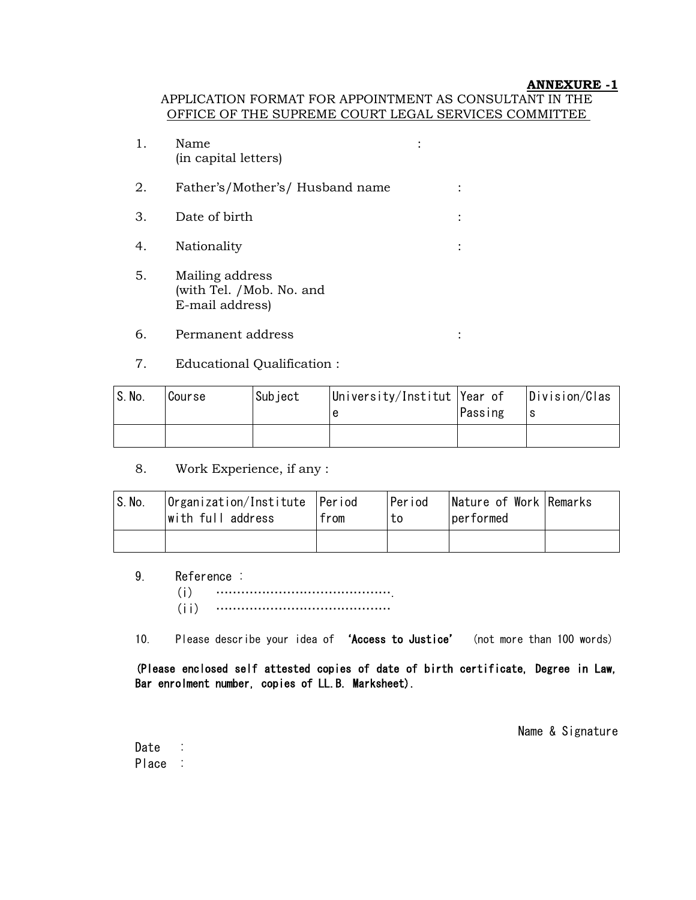**ANNEXURE -1**

APPLICATION FORMAT FOR APPOINTMENT AS CONSULTANT IN THE OFFICE OF THE SUPREME COURT LEGAL SERVICES COMMITTEE

1. Name (in capital letters) :

2. Father's/Mother's/ Husband name :

3. Date of birth :

4. Nationality :

5. Mailing address (with Tel. /Mob. No. and E-mail address)

6. Permanent address :

7. Educational Qualification :

| S.No. | Course | Subject | University/Institute | Year of Passing | Division/Class |
|---|---|---|---|---|---|
| | | | | | |

8. Work Experience, if any :

| S.No. | Organization/Institute with full address | Period from | Period to | Nature of Work performed | Remarks |
|---|---|---|---|---|---|
| | | | | | |

9. Reference :
   (i) ……………………………………….
   (ii) ……………………………………….

10. Please describe your idea of **'Access to Justice'** (not more than 100 words)

**(Please enclosed self attested copies of date of birth certificate, Degree in Law, Bar enrolment number, copies of LL.B. Marksheet).**

Name & Signature

Date :
Place :